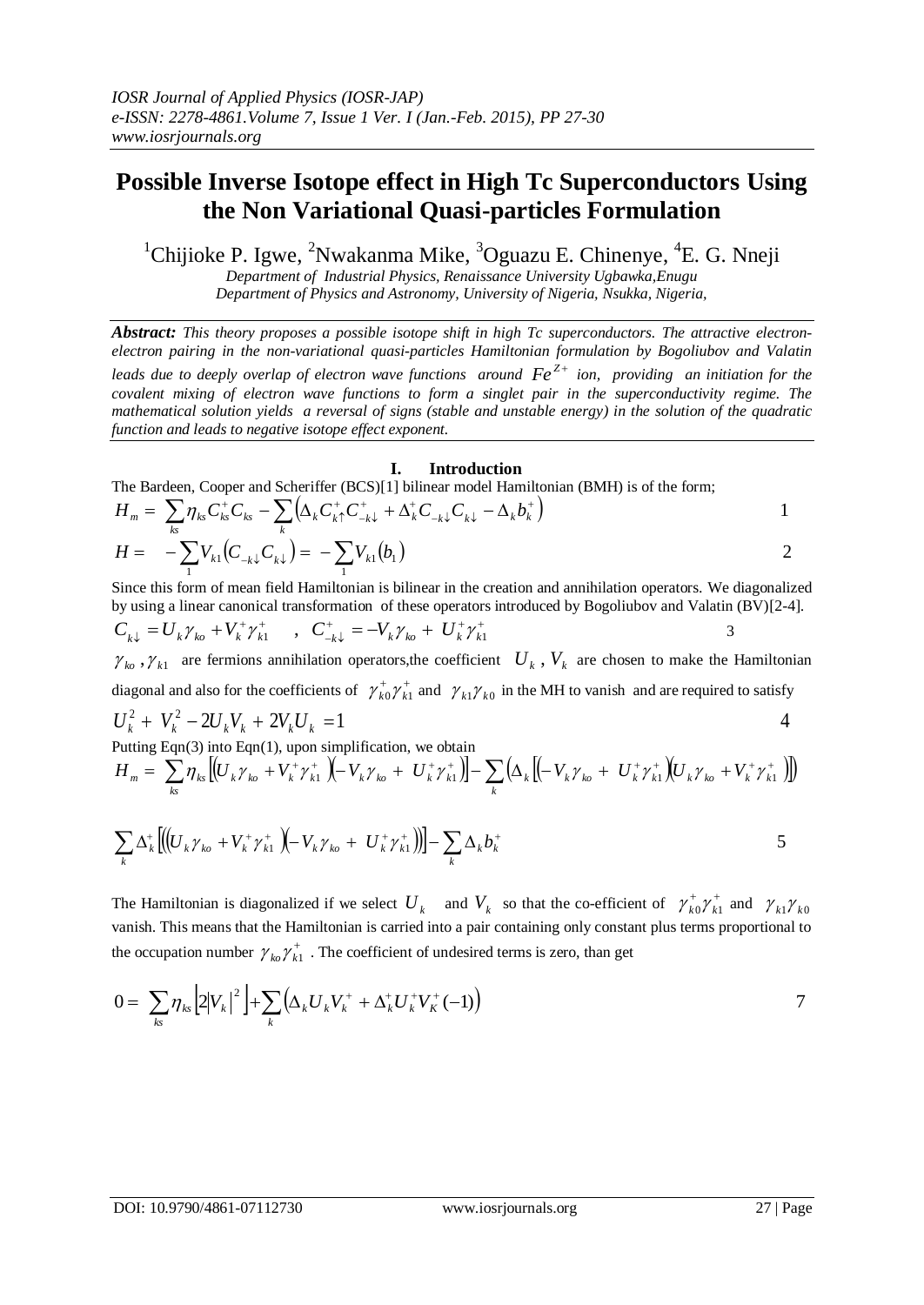# Possible Inverse Isotope effect in High Tc Superconductors Using the Non Variational Quasi-particles Formulation

[1]Chijioke P. Igwe, [2]Nwakanma Mike, [3]Oguazu E. Chinenye, [4]E. G. Nneji

*Department of Industrial Physics, Renaissance University Ugbawka,Enugu*
*Department of Physics and Astronomy, University of Nigeria, Nsukka, Nigeria,*

***Abstract:*** *This theory proposes a possible isotope shift in high Tc superconductors. The attractive electron-electron pairing in the non-variational quasi-particles Hamiltonian formulation by Bogoliubov and Valatin leads due to deeply overlap of electron wave functions around $Fe^{Z+}$ ion, providing an initiation for the covalent mixing of electron wave functions to form a singlet pair in the superconductivity regime. The mathematical solution yields a reversal of signs (stable and unstable energy) in the solution of the quadratic function and leads to negative isotope effect exponent.*

## I. Introduction

The Bardeen, Cooper and Scheriffer (BCS)[1] bilinear model Hamiltonian (BMH) is of the form;

$$H_m = \sum_{ks} \eta_{ks} C_{ks}^+ C_{ks} - \sum_k \left( \Delta_k C_{k\uparrow}^+ C_{-k\downarrow}^+ + \Delta_k^+ C_{-k\downarrow} C_{k\downarrow} - \Delta_k b_k^+ \right) \qquad 1$$

$$H = -\sum_1 V_{k1} \left( C_{-k\downarrow} C_{k\downarrow} \right) = -\sum_1 V_{k1} (b_1) \qquad 2$$

Since this form of mean field Hamiltonian is bilinear in the creation and annihilation operators. We diagonalized by using a linear canonical transformation of these operators introduced by Bogoliubov and Valatin (BV)[2-4].

$$C_{k\downarrow} = U_k \gamma_{ko} + V_k^+ \gamma_{k1}^+ \quad , \quad C_{-k\downarrow}^+ = -V_k \gamma_{ko} + U_k^+ \gamma_{k1}^+ \qquad 3$$

$\gamma_{ko}, \gamma_{k1}$ are fermions annihilation operators,the coefficient $U_k$, $V_k$ are chosen to make the Hamiltonian diagonal and also for the coefficients of $\gamma_{k0}^+ \gamma_{k1}^+$ and $\gamma_{k1} \gamma_{k0}$ in the MH to vanish and are required to satisfy

$$U_k^2 + V_k^2 - 2U_k V_k + 2V_k U_k = 1 \qquad 4$$

Putting Eqn(3) into Eqn(1), upon simplification, we obtain

$$H_m = \sum_{ks} \eta_{ks} \left[ \left( U_k \gamma_{ko} + V_k^+ \gamma_{k1}^+ \right) \left( -V_k \gamma_{ko} + U_k^+ \gamma_{k1}^+ \right) \right] - \sum_k \left( \Delta_k \left[ \left( -V_k \gamma_{ko} + U_k^+ \gamma_{k1}^+ \right) \left( U_k \gamma_{ko} + V_k^+ \gamma_{k1}^+ \right) \right] \right)$$

$$\sum_k \Delta_k^+ \left[ \left( \left( U_k \gamma_{ko} + V_k^+ \gamma_{k1}^+ \right) \left( -V_k \gamma_{ko} + U_k^+ \gamma_{k1}^+ \right) \right) \right] - \sum_k \Delta_k b_k^+ \qquad 5$$

The Hamiltonian is diagonalized if we select $U_k$ and $V_k$ so that the co-efficient of $\gamma_{k0}^+ \gamma_{k1}^+$ and $\gamma_{k1} \gamma_{k0}$ vanish. This means that the Hamiltonian is carried into a pair containing only constant plus terms proportional to the occupation number $\gamma_{ko} \gamma_{k1}^+$ . The coefficient of undesired terms is zero, than get

$$0 = \sum_{ks} \eta_{ks} \left[ 2|V_k|^2 \right] + \sum_k \left( \Delta_k U_k V_k^+ + \Delta_k^+ U_k^+ V_K^+ (-1) \right) \qquad 7$$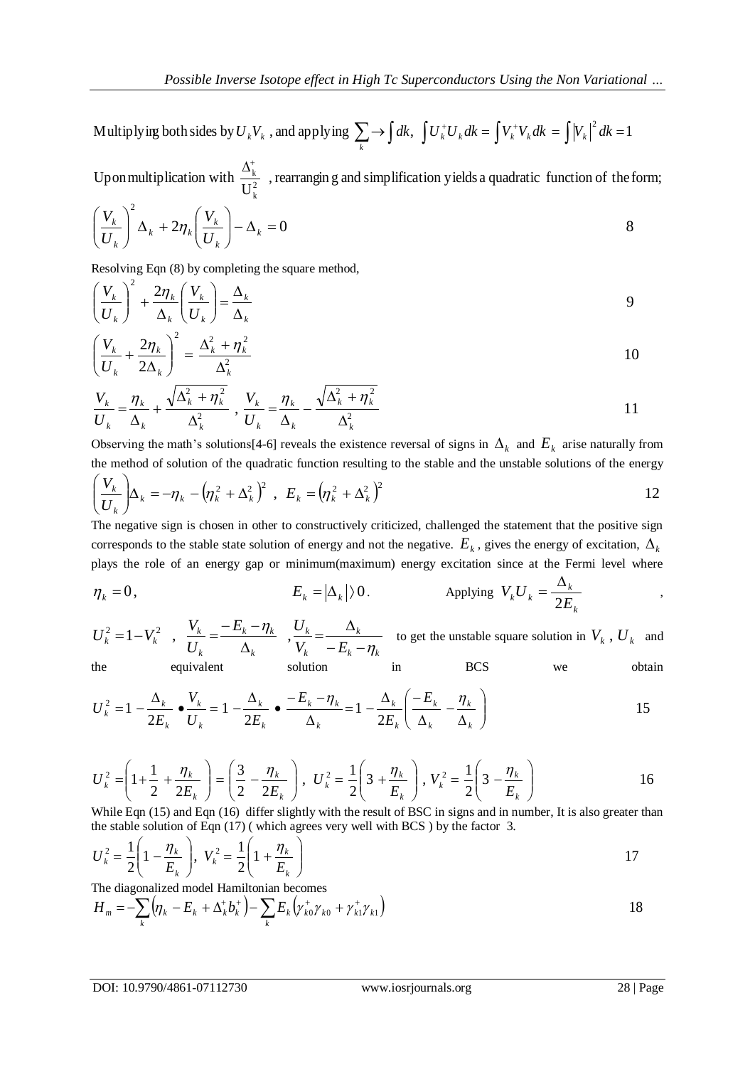Multiplying both sides by $U_k V_k$ , and applying $\sum_k \rightarrow \int dk$, $\int U_k^+ U_k dk = \int V_k^+ V_k dk = \int |V_k|^2 dk = 1$

Upon multiplication with $\frac{\Delta_k^+}{U_k^2}$ , rearranging and simplification yields a quadratic function of the form;

$$\left(\frac{V_k}{U_k}\right)^2 \Delta_k + 2\eta_k \left(\frac{V_k}{U_k}\right) - \Delta_k = 0 \quad 8$$

Resolving Eqn (8) by completing the square method,

$$\left(\frac{V_k}{U_k}\right)^2 + \frac{2\eta_k}{\Delta_k}\left(\frac{V_k}{U_k}\right) = \frac{\Delta_k}{\Delta_k} \quad 9$$

$$\left(\frac{V_k}{U_k} + \frac{2\eta_k}{2\Delta_k}\right)^2 = \frac{\Delta_k^2 + \eta_k^2}{\Delta_k^2} \quad 10$$

$$\frac{V_k}{U_k} = \frac{\eta_k}{\Delta_k} + \frac{\sqrt{\Delta_k^2 + \eta_k^2}}{\Delta_k^2} \; , \; \frac{V_k}{U_k} = \frac{\eta_k}{\Delta_k} - \frac{\sqrt{\Delta_k^2 + \eta_k^2}}{\Delta_k^2} \quad 11$$

Observing the math's solutions[4-6] reveals the existence reversal of signs in $\Delta_k$ and $E_k$ arise naturally from the method of solution of the quadratic function resulting to the stable and the unstable solutions of the energy

$$\left(\frac{V_k}{U_k}\right)\Delta_k = -\eta_k - \left(\eta_k^2 + \Delta_k^2\right)^2 \; , \; E_k = \left(\eta_k^2 + \Delta_k^2\right)^2 \quad 12$$

The negative sign is chosen in other to constructively criticized, challenged the statement that the positive sign corresponds to the stable state solution of energy and not the negative. $E_k$, gives the energy of excitation, $\Delta_k$ plays the role of an energy gap or minimum(maximum) energy excitation since at the Fermi level where

$\eta_k = 0$, $\quad E_k = |\Delta_k| \rangle 0$. $\quad$ Applying $V_k U_k = \frac{\Delta_k}{2E_k}$ ,

$U_k^2 = 1 - V_k^2$ , $\frac{V_k}{U_k} = \frac{-E_k - \eta_k}{\Delta_k}$ , $\frac{U_k}{V_k} = \frac{\Delta_k}{-E_k - \eta_k}$ to get the unstable square solution in $V_k$ , $U_k$ and the equivalent solution in BCS we obtain

$$U_k^2 = 1 - \frac{\Delta_k}{2E_k} \bullet \frac{V_k}{U_k} = 1 - \frac{\Delta_k}{2E_k} \bullet \frac{-E_k - \eta_k}{\Delta_k} = 1 - \frac{\Delta_k}{2E_k}\left(\frac{-E_k}{\Delta_k} - \frac{\eta_k}{\Delta_k}\right) \quad 15$$

$$U_k^2 = \left(1 + \frac{1}{2} + \frac{\eta_k}{2E_k}\right) = \left(\frac{3}{2} - \frac{\eta_k}{2E_k}\right), \; U_k^2 = \frac{1}{2}\left(3 + \frac{\eta_k}{E_k}\right), \; V_k^2 = \frac{1}{2}\left(3 - \frac{\eta_k}{E_k}\right) \quad 16$$

While Eqn (15) and Eqn (16) differ slightly with the result of BSC in signs and in number, It is also greater than the stable solution of Eqn (17) ( which agrees very well with BCS ) by the factor 3.

$$U_k^2 = \frac{1}{2}\left(1 - \frac{\eta_k}{E_k}\right), \; V_k^2 = \frac{1}{2}\left(1 + \frac{\eta_k}{E_k}\right) \quad 17$$

The diagonalized model Hamiltonian becomes

$$H_m = -\sum_k \left(\eta_k - E_k + \Delta_k^+ b_k^+\right) - \sum_k E_k \left(\gamma_{k0}^+ \gamma_{k0} + \gamma_{k1}^+ \gamma_{k1}\right) \quad 18$$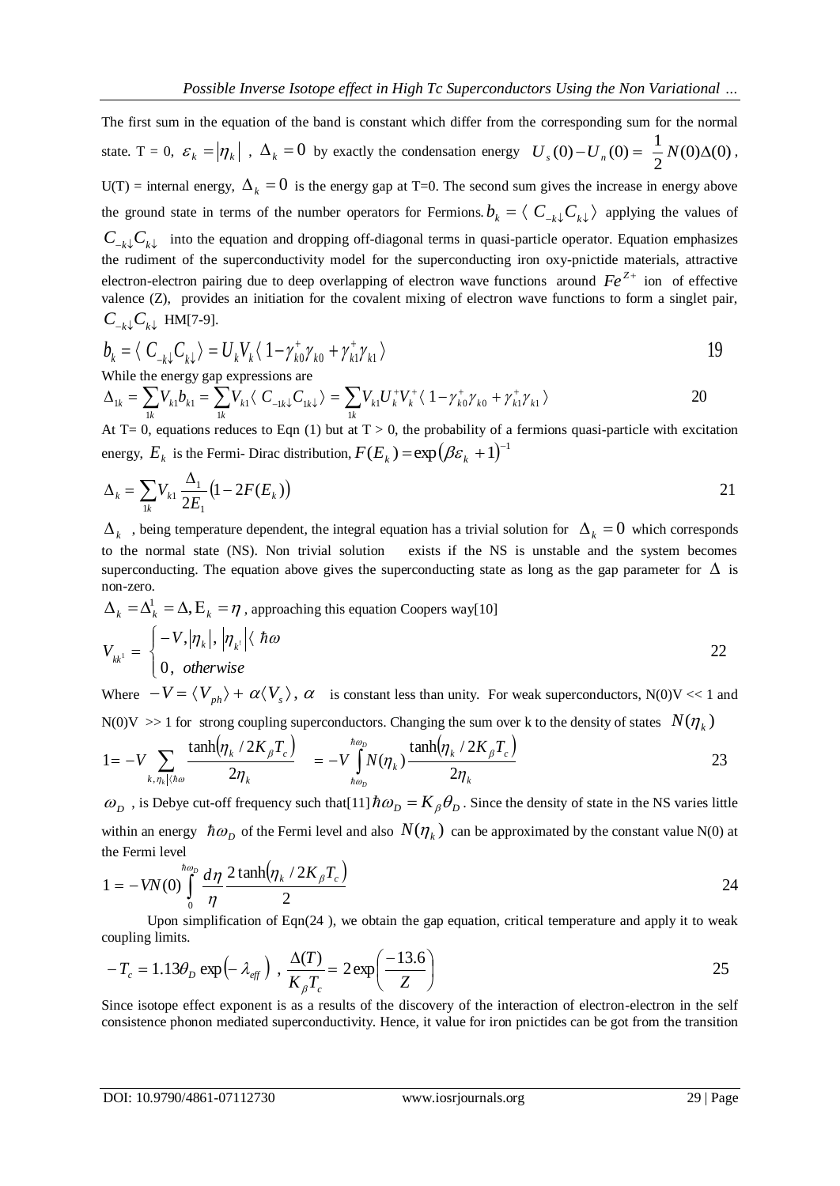The first sum in the equation of the band is constant which differ from the corresponding sum for the normal state. T = 0, $\varepsilon_k = |\eta_k|$ , $\Delta_k = 0$ by exactly the condensation energy $U_s(0) - U_n(0) = \frac{1}{2}N(0)\Delta(0)$, U(T) = internal energy, $\Delta_k = 0$ is the energy gap at T=0. The second sum gives the increase in energy above the ground state in terms of the number operators for Fermions. $b_k = \langle C_{-k\downarrow}C_{k\downarrow} \rangle$ applying the values of $C_{-k\downarrow}C_{k\downarrow}$ into the equation and dropping off-diagonal terms in quasi-particle operator. Equation emphasizes the rudiment of the superconductivity model for the superconducting iron oxy-pnictide materials, attractive electron-electron pairing due to deep overlapping of electron wave functions around $Fe^{Z+}$ ion of effective valence (Z), provides an initiation for the covalent mixing of electron wave functions to form a singlet pair, $C_{-k\downarrow}C_{k\downarrow}$ HM[7-9].

$$b_k = \langle C_{-k\downarrow}C_{k\downarrow} \rangle = U_k V_k \langle 1 - \gamma_{k0}^{+}\gamma_{k0} + \gamma_{k1}^{+}\gamma_{k1} \rangle \tag{19}$$

While the energy gap expressions are

$$\Delta_{1k} = \sum_{1k} V_{k1} b_{k1} = \sum_{1k} V_{k1} \langle C_{-1k\downarrow}C_{1k\downarrow} \rangle = \sum_{1k} V_{k1} U_k^{+} V_k^{+} \langle 1 - \gamma_{k0}^{+}\gamma_{k0} + \gamma_{k1}^{+}\gamma_{k1} \rangle \tag{20}$$

At T= 0, equations reduces to Eqn (1) but at T > 0, the probability of a fermions quasi-particle with excitation energy, $E_k$ is the Fermi- Dirac distribution, $F(E_k) = \exp(\beta\varepsilon_k + 1)^{-1}$

$$\Delta_k = \sum_{1k} V_{k1} \frac{\Delta_1}{2E_1}\left(1 - 2F(E_k)\right) \tag{21}$$

$\Delta_k$ , being temperature dependent, the integral equation has a trivial solution for $\Delta_k = 0$ which corresponds to the normal state (NS). Non trivial solution exists if the NS is unstable and the system becomes superconducting. The equation above gives the superconducting state as long as the gap parameter for $\Delta$ is non-zero.

$\Delta_k = \Delta_k^1 = \Delta, \mathrm{E}_k = \eta$ , approaching this equation Coopers way[10]

$$V_{kk^1} = \begin{cases} -V, |\eta_k|, |\eta_{k^1}| \langle \hbar\omega \\ 0, \ otherwise \end{cases} \tag{22}$$

Where $-V = \langle V_{ph} \rangle + \alpha \langle V_s \rangle$, $\alpha$ is constant less than unity. For weak superconductors, N(0)V << 1 and N(0)V >> 1 for strong coupling superconductors. Changing the sum over k to the density of states $N(\eta_k)$

$$1 = -V \sum_{k,\eta_k|\langle\hbar\omega} \frac{\tanh(\eta_k / 2K_\beta T_c)}{2\eta_k} = -V \int_{\hbar\omega_D}^{\hbar\omega_D} N(\eta_k) \frac{\tanh(\eta_k / 2K_\beta T_c)}{2\eta_k} \tag{23}$$

$\omega_D$ , is Debye cut-off frequency such that[11] $\hbar\omega_D = K_\beta \theta_D$. Since the density of state in the NS varies little within an energy $\hbar\omega_D$ of the Fermi level and also $N(\eta_k)$ can be approximated by the constant value N(0) at the Fermi level

$$1 = -VN(0) \int_0^{\hbar\omega_D} \frac{d\eta}{\eta} \frac{2\tanh(\eta_k / 2K_\beta T_c)}{2} \tag{24}$$

Upon simplification of Eqn(24 ), we obtain the gap equation, critical temperature and apply it to weak coupling limits.

$$-T_c = 1.13\theta_D \exp(-\lambda_{eff}) \ , \ \frac{\Delta(T)}{K_\beta T_c} = 2\exp\left(\frac{-13.6}{Z}\right) \tag{25}$$

Since isotope effect exponent is as a results of the discovery of the interaction of electron-electron in the self consistence phonon mediated superconductivity. Hence, it value for iron pnictides can be got from the transition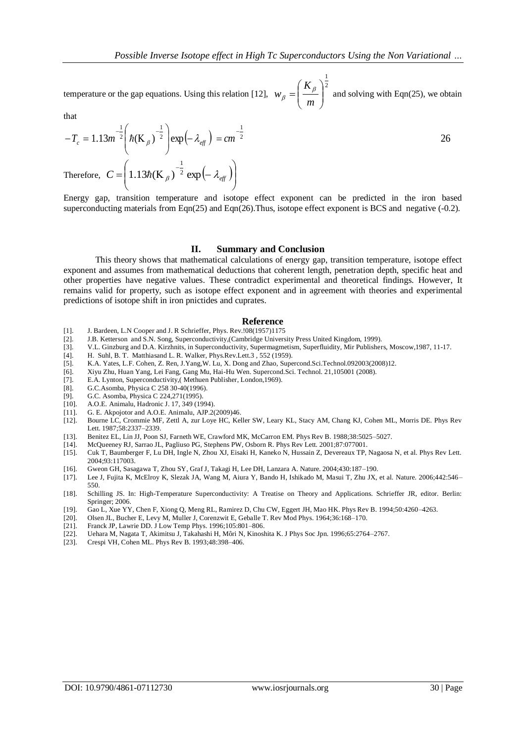temperature or the gap equations. Using this relation [12], $w_{\beta} = \left( \frac{K_{\beta}}{m} \right)^{\frac{1}{2}}$ and solving with Eqn(25), we obtain that

$$-T_c = 1.13m^{-\frac{1}{2}} \left( \hbar (\mathrm{K}_{\beta})^{-\frac{1}{2}} \right) \exp\left( -\lambda_{eff} \right) = cm^{-\frac{1}{2}} \qquad 26$$

Therefore, $C = \left( 1.13\hbar (\mathrm{K}_{\beta})^{-\frac{1}{2}} \exp\left( -\lambda_{eff} \right) \right)$

Energy gap, transition temperature and isotope effect exponent can be predicted in the iron based superconducting materials from Eqn(25) and Eqn(26).Thus, isotope effect exponent is BCS and negative (-0.2).

## II. Summary and Conclusion

This theory shows that mathematical calculations of energy gap, transition temperature, isotope effect exponent and assumes from mathematical deductions that coherent length, penetration depth, specific heat and other properties have negative values. These contradict experimental and theoretical findings. However, It remains valid for property, such as isotope effect exponent and in agreement with theories and experimental predictions of isotope shift in iron pnictides and cuprates.

## Reference

[1]. J. Bardeen, L.N Cooper and J. R Schrieffer, Phys. Rev.!08(1957)1175
[2]. J.B. Ketterson and S.N. Song, Superconductivity,(Cambridge University Press United Kingdom, 1999).
[3]. V.L. Ginzburg and D.A. Kirzhnits, in Superconductivity, Supermagmetism, Superfluidity, Mir Publishers, Moscow,1987, 11-17.
[4]. H. Suhl, B. T. Matthiasand L. R. Walker, Phys.Rev.Lett.3 , 552 (1959).
[5]. K.A. Yates, L.F. Cohen, Z. Ren, J.Yang,W. Lu, X. Dong and Zhao, Supercond.Sci.Technol.092003(2008)12.
[6]. Xiyu Zhu, Huan Yang, Lei Fang, Gang Mu, Hai-Hu Wen. Supercond.Sci. Technol. 21,105001 (2008).
[7]. E.A. Lynton, Superconductivity,( Methuen Publisher, London,1969).
[8]. G.C.Asomba, Physica C 258 30-40(1996).
[9]. G.C. Asomba, Physica C 224,271(1995).
[10]. A.O.E. Animalu, Hadronic J. 17, 349 (1994).
[11]. G. E. Akpojotor and A.O.E. Animalu, AJP.2(2009)46.
[12]. Bourne LC, Crommie MF, Zettl A, zur Loye HC, Keller SW, Leary KL, Stacy AM, Chang KJ, Cohen ML, Morris DE. Phys Rev Lett. 1987;58:2337–2339.
[13]. Benitez EL, Lin JJ, Poon SJ, Farneth WE, Crawford MK, McCarron EM. Phys Rev B. 1988;38:5025–5027.
[14]. McQueeney RJ, Sarrao JL, Pagliuso PG, Stephens PW, Osborn R. Phys Rev Lett. 2001;87:077001.
[15]. Cuk T, Baumberger F, Lu DH, Ingle N, Zhou XJ, Eisaki H, Kaneko N, Hussain Z, Devereaux TP, Nagaosa N, et al. Phys Rev Lett. 2004;93:117003.
[16]. Gweon GH, Sasagawa T, Zhou SY, Graf J, Takagi H, Lee DH, Lanzara A. Nature. 2004;430:187–190.
[17]. Lee J, Fujita K, McElroy K, Slezak JA, Wang M, Aiura Y, Bando H, Ishikado M, Masui T, Zhu JX, et al. Nature. 2006;442:546–550.
[18]. Schilling JS. In: High-Temperature Superconductivity: A Treatise on Theory and Applications. Schrieffer JR, editor. Berlin: Springer; 2006.
[19]. Gao L, Xue YY, Chen F, Xiong Q, Meng RL, Ramirez D, Chu CW, Eggert JH, Mao HK. Phys Rev B. 1994;50:4260–4263.
[20]. Olsen JL, Bucher E, Levy M, Muller J, Corenzwit E, Geballe T. Rev Mod Phys. 1964;36:168–170.
[21]. Franck JP, Lawrie DD. J Low Temp Phys. 1996;105:801–806.
[22]. Uehara M, Nagata T, Akimitsu J, Takahashi H, Môri N, Kinoshita K. J Phys Soc Jpn. 1996;65:2764–2767.
[23]. Crespi VH, Cohen ML. Phys Rev B. 1993;48:398–406.